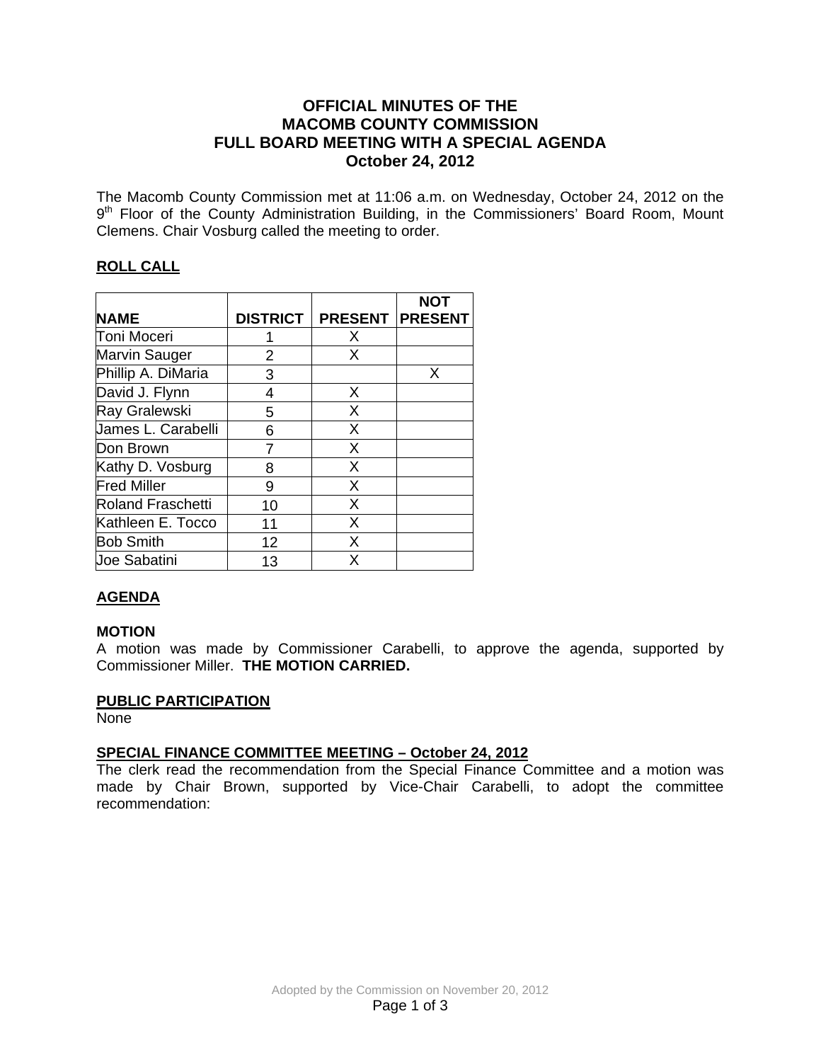# OFFICIAL MINUTES OF THE MACOMB COUNTY COMMISSION FULL BOARD MEETING WITH A SPECIAL AGENDA October 24, 2012

The Macomb County Commission met at 11:06 a.m. on Wednesday, October 24, 2012 on the 9th Floor of the County Administration Building, in the Commissioners' Board Room, Mount Clemens. Chair Vosburg called the meeting to order.

## ROLL CALL

| NAME | DISTRICT | PRESENT | NOT PRESENT |
|---|---|---|---|
| Toni Moceri | 1 | X | |
| Marvin Sauger | 2 | X | |
| Phillip A. DiMaria | 3 | | X |
| David J. Flynn | 4 | X | |
| Ray Gralewski | 5 | X | |
| James L. Carabelli | 6 | X | |
| Don Brown | 7 | X | |
| Kathy D. Vosburg | 8 | X | |
| Fred Miller | 9 | X | |
| Roland Fraschetti | 10 | X | |
| Kathleen E. Tocco | 11 | X | |
| Bob Smith | 12 | X | |
| Joe Sabatini | 13 | X | |

## AGENDA

**MOTION**

A motion was made by Commissioner Carabelli, to approve the agenda, supported by Commissioner Miller. **THE MOTION CARRIED.**

## PUBLIC PARTICIPATION

None

## SPECIAL FINANCE COMMITTEE MEETING – October 24, 2012

The clerk read the recommendation from the Special Finance Committee and a motion was made by Chair Brown, supported by Vice-Chair Carabelli, to adopt the committee recommendation:

Adopted by the Commission on November 20, 2012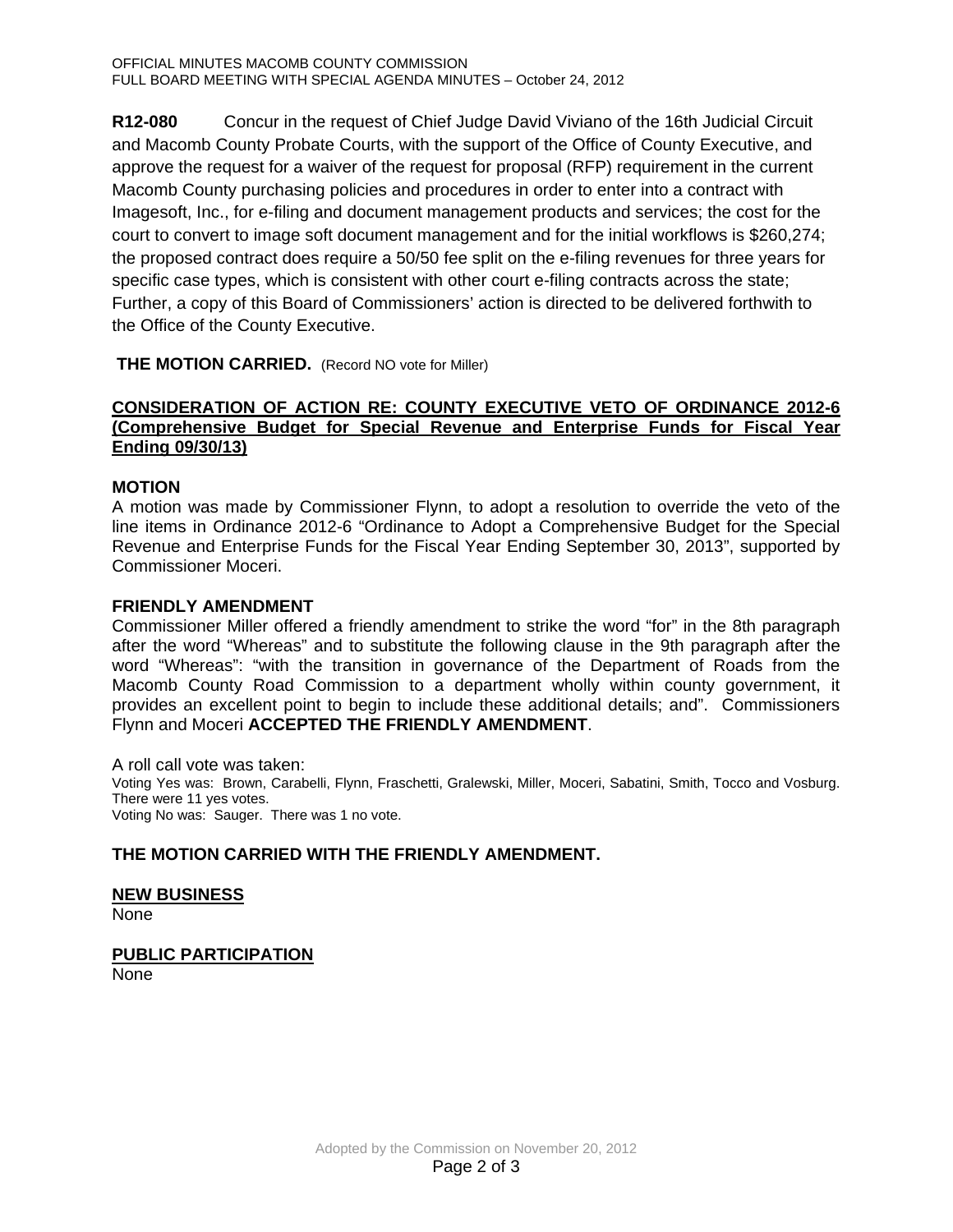**R12-080** Concur in the request of Chief Judge David Viviano of the 16th Judicial Circuit and Macomb County Probate Courts, with the support of the Office of County Executive, and approve the request for a waiver of the request for proposal (RFP) requirement in the current Macomb County purchasing policies and procedures in order to enter into a contract with Imagesoft, Inc., for e-filing and document management products and services; the cost for the court to convert to image soft document management and for the initial workflows is $260,274; the proposed contract does require a 50/50 fee split on the e-filing revenues for three years for specific case types, which is consistent with other court e-filing contracts across the state; Further, a copy of this Board of Commissioners' action is directed to be delivered forthwith to the Office of the County Executive.

**THE MOTION CARRIED.** (Record NO vote for Miller)

## CONSIDERATION OF ACTION RE: COUNTY EXECUTIVE VETO OF ORDINANCE 2012-6 (Comprehensive Budget for Special Revenue and Enterprise Funds for Fiscal Year Ending 09/30/13)

### MOTION

A motion was made by Commissioner Flynn, to adopt a resolution to override the veto of the line items in Ordinance 2012-6 "Ordinance to Adopt a Comprehensive Budget for the Special Revenue and Enterprise Funds for the Fiscal Year Ending September 30, 2013", supported by Commissioner Moceri.

### FRIENDLY AMENDMENT

Commissioner Miller offered a friendly amendment to strike the word "for" in the 8th paragraph after the word "Whereas" and to substitute the following clause in the 9th paragraph after the word "Whereas": "with the transition in governance of the Department of Roads from the Macomb County Road Commission to a department wholly within county government, it provides an excellent point to begin to include these additional details; and". Commissioners Flynn and Moceri **ACCEPTED THE FRIENDLY AMENDMENT**.

A roll call vote was taken:
Voting Yes was: Brown, Carabelli, Flynn, Fraschetti, Gralewski, Miller, Moceri, Sabatini, Smith, Tocco and Vosburg. There were 11 yes votes.
Voting No was: Sauger. There was 1 no vote.

**THE MOTION CARRIED WITH THE FRIENDLY AMENDMENT.**

### NEW BUSINESS

None

### PUBLIC PARTICIPATION

None

Adopted by the Commission on November 20, 2012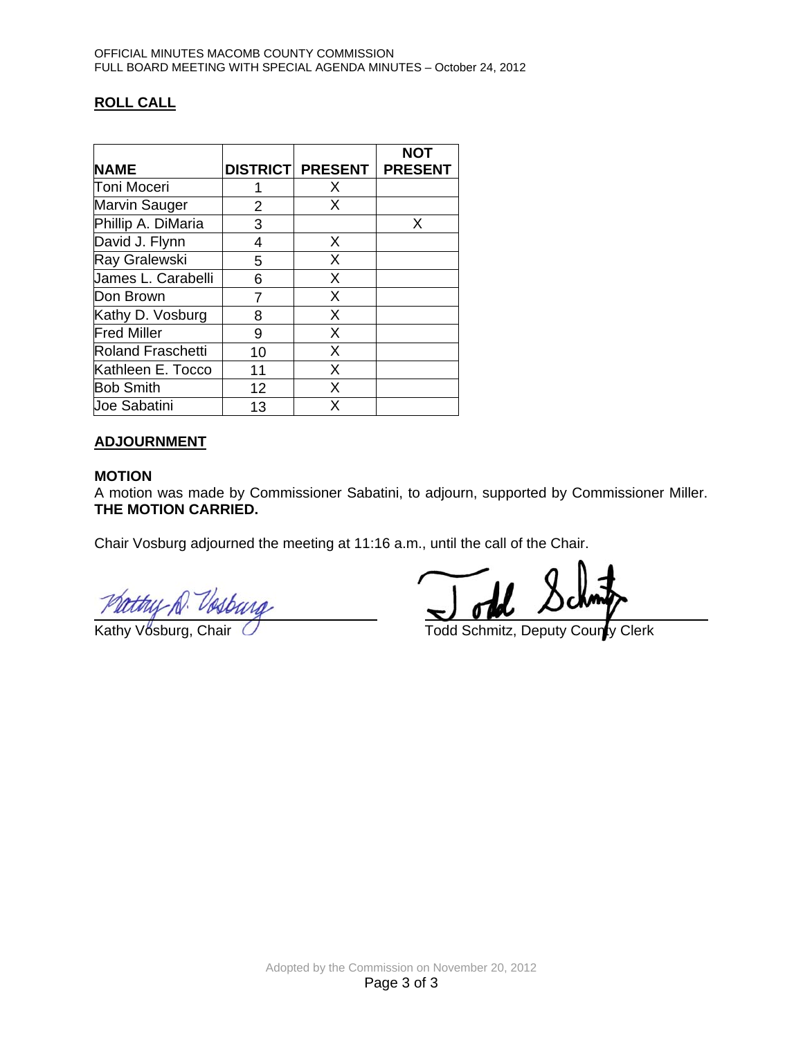## ROLL CALL

| NAME | DISTRICT | PRESENT | NOT PRESENT |
|---|---|---|---|
| Toni Moceri | 1 | X | |
| Marvin Sauger | 2 | X | |
| Phillip A. DiMaria | 3 | | X |
| David J. Flynn | 4 | X | |
| Ray Gralewski | 5 | X | |
| James L. Carabelli | 6 | X | |
| Don Brown | 7 | X | |
| Kathy D. Vosburg | 8 | X | |
| Fred Miller | 9 | X | |
| Roland Fraschetti | 10 | X | |
| Kathleen E. Tocco | 11 | X | |
| Bob Smith | 12 | X | |
| Joe Sabatini | 13 | X | |

## ADJOURNMENT

### MOTION

A motion was made by Commissioner Sabatini, to adjourn, supported by Commissioner Miller. **THE MOTION CARRIED.**

Chair Vosburg adjourned the meeting at 11:16 a.m., until the call of the Chair.

Kathy Vosburg, Chair

Todd Schmitz, Deputy County Clerk

Adopted by the Commission on November 20, 2012